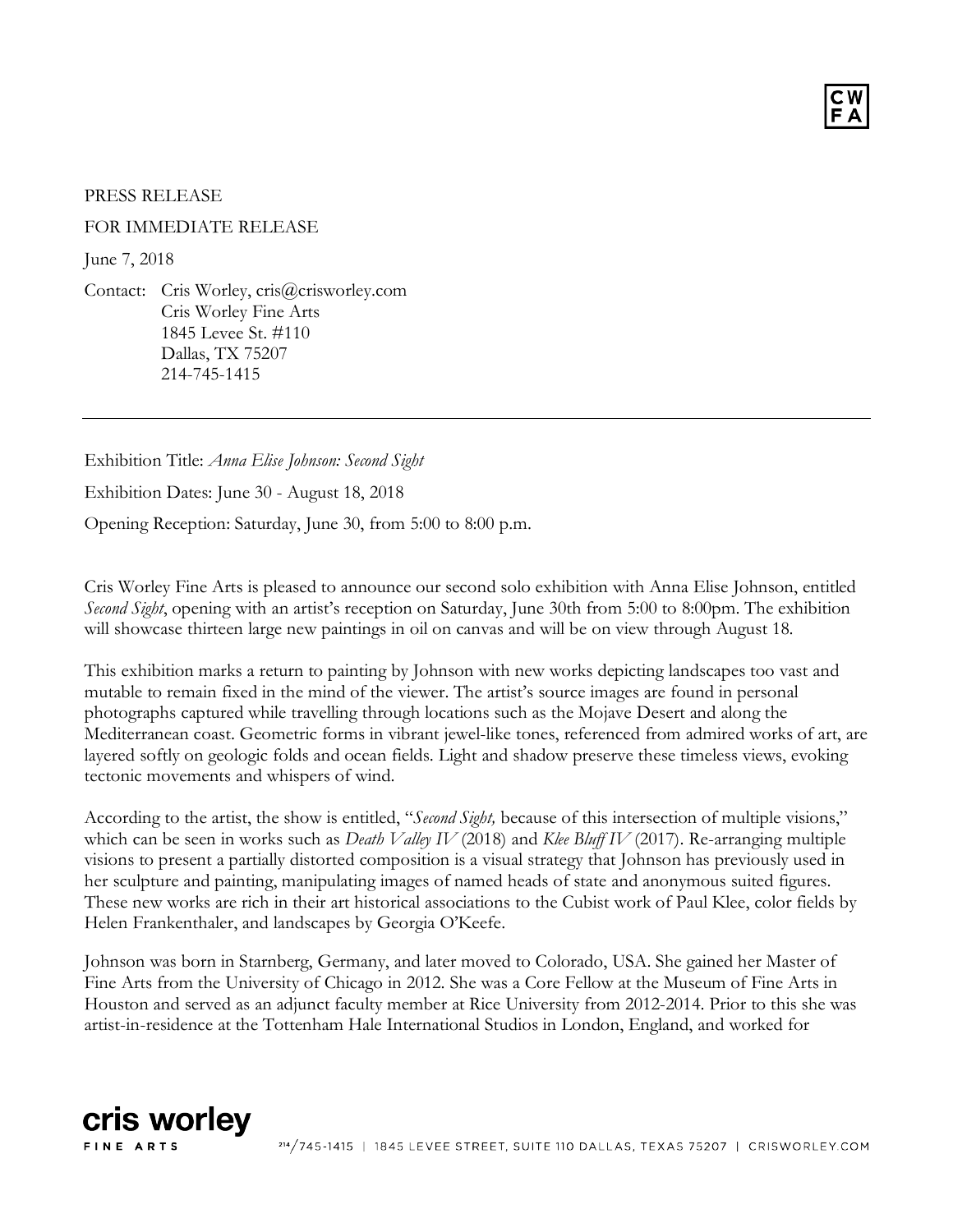PRESS RELEASE

FOR IMMEDIATE RELEASE

June 7, 2018

Contact: Cris Worley, cris@crisworley.com
Cris Worley Fine Arts
1845 Levee St. #110
Dallas, TX 75207
214-745-1415

---

Exhibition Title: *Anna Elise Johnson: Second Sight*

Exhibition Dates: June 30 - August 18, 2018

Opening Reception: Saturday, June 30, from 5:00 to 8:00 p.m.

Cris Worley Fine Arts is pleased to announce our second solo exhibition with Anna Elise Johnson, entitled *Second Sight*, opening with an artist's reception on Saturday, June 30th from 5:00 to 8:00pm. The exhibition will showcase thirteen large new paintings in oil on canvas and will be on view through August 18.

This exhibition marks a return to painting by Johnson with new works depicting landscapes too vast and mutable to remain fixed in the mind of the viewer. The artist's source images are found in personal photographs captured while travelling through locations such as the Mojave Desert and along the Mediterranean coast. Geometric forms in vibrant jewel-like tones, referenced from admired works of art, are layered softly on geologic folds and ocean fields. Light and shadow preserve these timeless views, evoking tectonic movements and whispers of wind.

According to the artist, the show is entitled, "*Second Sight,* because of this intersection of multiple visions," which can be seen in works such as *Death Valley IV* (2018) and *Klee Bluff IV* (2017). Re-arranging multiple visions to present a partially distorted composition is a visual strategy that Johnson has previously used in her sculpture and painting, manipulating images of named heads of state and anonymous suited figures. These new works are rich in their art historical associations to the Cubist work of Paul Klee, color fields by Helen Frankenthaler, and landscapes by Georgia O'Keefe.

Johnson was born in Starnberg, Germany, and later moved to Colorado, USA. She gained her Master of Fine Arts from the University of Chicago in 2012. She was a Core Fellow at the Museum of Fine Arts in Houston and served as an adjunct faculty member at Rice University from 2012-2014. Prior to this she was artist-in-residence at the Tottenham Hale International Studios in London, England, and worked for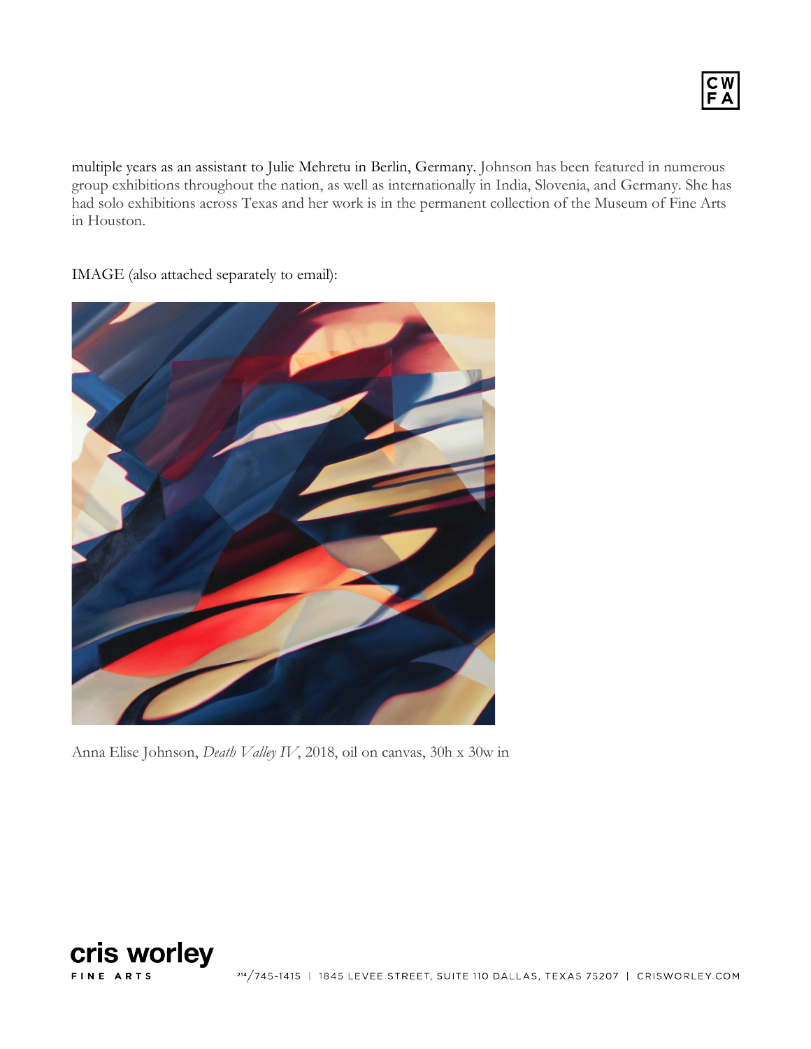multiple years as an assistant to Julie Mehretu in Berlin, Germany. Johnson has been featured in numerous group exhibitions throughout the nation, as well as internationally in India, Slovenia, and Germany. She has had solo exhibitions across Texas and her work is in the permanent collection of the Museum of Fine Arts in Houston.

IMAGE (also attached separately to email):

Anna Elise Johnson, *Death Valley IV*, 2018, oil on canvas, 30h x 30w in